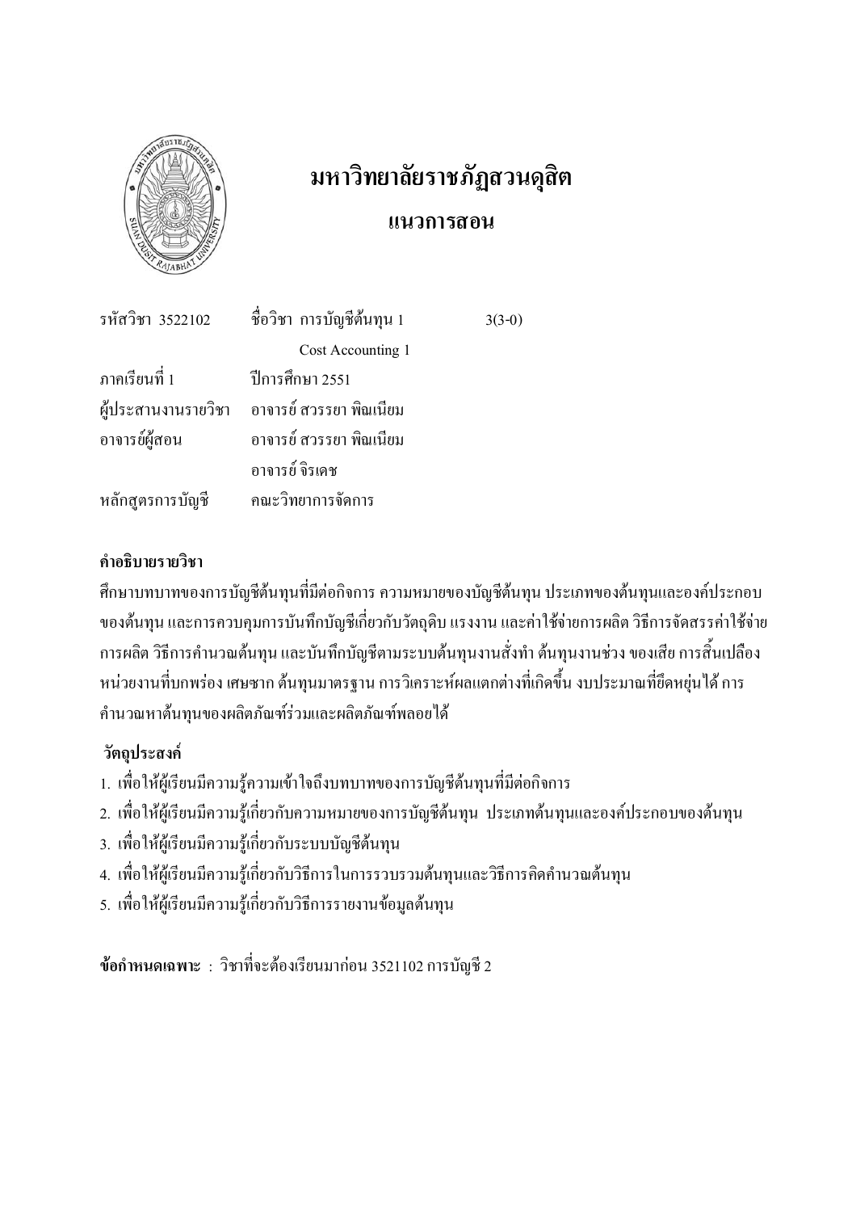# มหาวิทยาลัยราชภัฏสวนดุสิต

## แนวการสอน

| | | |
|---|---|---|
| รหัสวิชา 3522102 | ชื่อวิชา การบัญชีต้นทุน 1 | 3(3-0) |
| | Cost Accounting 1 | |
| ภาคเรียนที่ 1 | ปีการศึกษา 2551 | |
| ผู้ประสานงานรายวิชา | อาจารย์ สวรรยา พิณเนียม | |
| อาจารย์ผู้สอน | อาจารย์ สวรรยา พิณเนียม | |
| | อาจารย์ จิรเดช | |
| หลักสูตรการบัญชี | คณะวิทยาการจัดการ | |

**คำอธิบายรายวิชา**

ศึกษาบทบาทของการบัญชีต้นทุนที่มีต่อกิจการ ความหมายของบัญชีต้นทุน ประเภทของต้นทุนและองค์ประกอบของต้นทุน และการควบคุมการบันทึกบัญชีเกี่ยวกับวัตถุดิบ แรงงาน และค่าใช้จ่ายการผลิต วิธีการจัดสรรค่าใช้จ่ายการผลิต วิธีการคำนวณต้นทุน และบันทึกบัญชีตามระบบต้นทุนงานสั่งทำ ต้นทุนงานช่วง ของเสีย การสิ้นเปลือง หน่วยงานที่บกพร่อง เศษซาก ต้นทุนมาตรฐาน การวิเคราะห์ผลแตกต่างที่เกิดขึ้น งบประมาณที่ยืดหยุ่นได้ การคำนวณหาต้นทุนของผลิตภัณฑ์ร่วมและผลิตภัณฑ์พลอยได้

**วัตถุประสงค์**

1. เพื่อให้ผู้เรียนมีความรู้ความเข้าใจถึงบทบาทของการบัญชีต้นทุนที่มีต่อกิจการ
2. เพื่อให้ผู้เรียนมีความรู้เกี่ยวกับความหมายของการบัญชีต้นทุน ประเภทต้นทุนและองค์ประกอบของต้นทุน
3. เพื่อให้ผู้เรียนมีความรู้เกี่ยวกับระบบบัญชีต้นทุน
4. เพื่อให้ผู้เรียนมีความรู้เกี่ยวกับวิธีการในการรวบรวมต้นทุนและวิธีการคิดคำนวณต้นทุน
5. เพื่อให้ผู้เรียนมีความรู้เกี่ยวกับวิธีการรายงานข้อมูลต้นทุน

**ข้อกำหนดเฉพาะ** : วิชาที่จะต้องเรียนมาก่อน 3521102 การบัญชี 2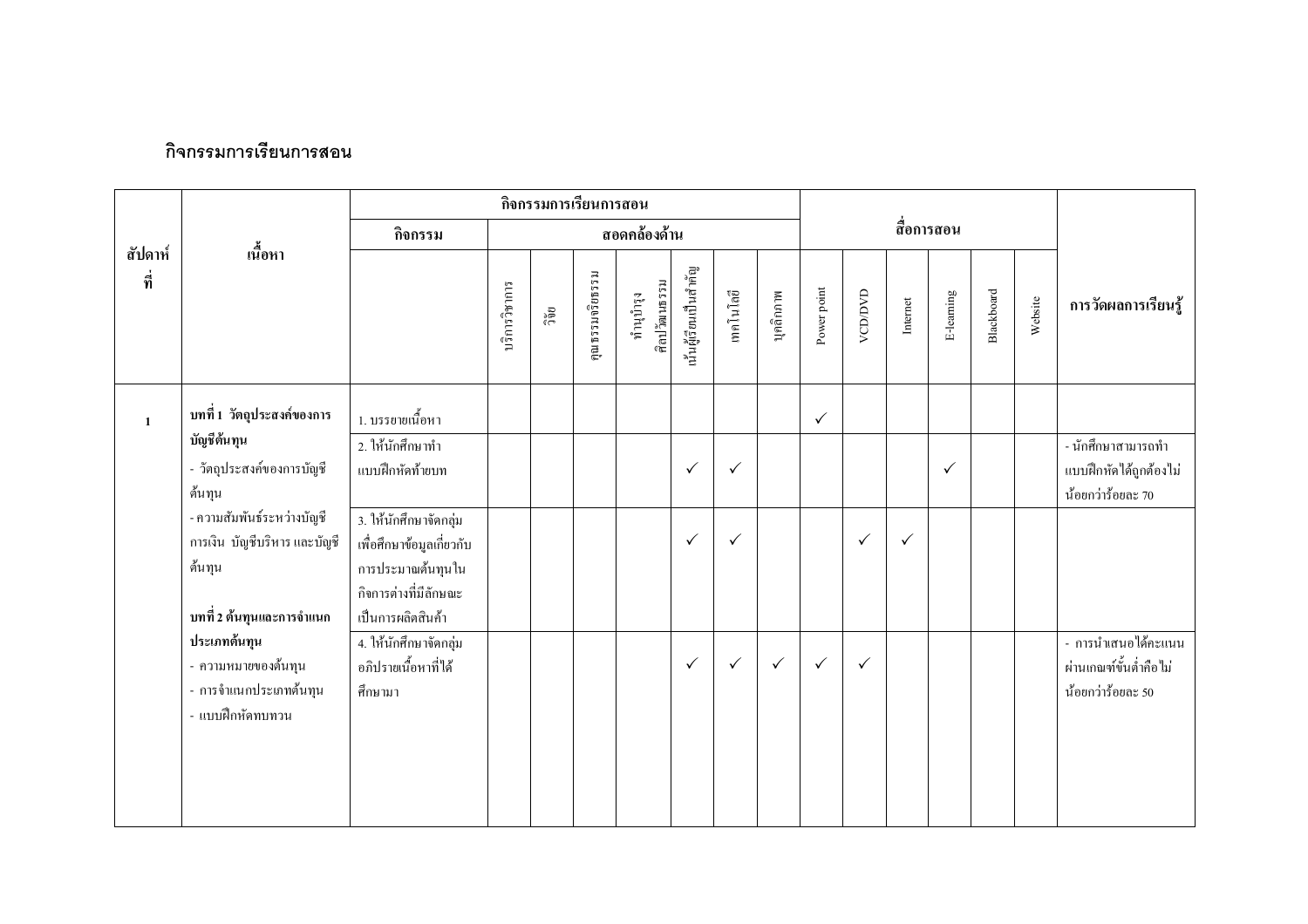## กิจกรรมการเรียนการสอน

| สัปดาห์ที่ | เนื้อหา | กิจกรรมการเรียนการสอน | | | | | | | | สื่อการสอน | | | | | | การวัดผลการเรียนรู้ |
|---|---|---|---|---|---|---|---|---|---|---|---|---|---|---|---|---|
| | | กิจกรรม | สอดคล้องด้าน | | | | | | | | | | | | | |
| | | | บริการวิชาการ | วิจัย | คุณธรรมจริยธรรม | ทำนุบำรุงศิลปวัฒนธรรม | เน้นผู้เรียนเป็นสำคัญ | เทคโนโลยี | บุคลิกภาพ | Power point | VCD/DVD | Internet | E-learning | Blackboard | Website | |
| 1 | **บทที่ 1 วัตถุประสงค์ของการบัญชีต้นทุน**<br>- วัตถุประสงค์ของการบัญชีต้นทุน<br>- ความสัมพันธ์ระหว่างบัญชีการเงิน บัญชีบริหาร และบัญชีต้นทุน<br><br>**บทที่ 2 ต้นทุนและการจำแนกประเภทต้นทุน**<br>- ความหมายของต้นทุน<br>- การจำแนกประเภทต้นทุน<br>- แบบฝึกหัดทบทวน | 1. บรรยายเนื้อหา | | | | | | | | ✓ | | | | | | |
| | | 2. ให้นักศึกษาทำแบบฝึกหัดท้ายบท | | | | | ✓ | ✓ | | | | | ✓ | | | - นักศึกษาสามารถทำแบบฝึกหัดได้ถูกต้องไม่น้อยกว่าร้อยละ 70 |
| | | 3. ให้นักศึกษาจัดกลุ่มเพื่อศึกษาข้อมูลเกี่ยวกับการประมาณต้นทุนในกิจการต่างที่มีลักษณะเป็นการผลิตสินค้า | | | | | ✓ | ✓ | | | ✓ | ✓ | | | | |
| | | 4. ให้นักศึกษาจัดกลุ่มอภิปรายเนื้อหาที่ได้ศึกษามา | | | | | ✓ | ✓ | ✓ | ✓ | ✓ | | | | | - การนำเสนอได้คะแนนผ่านเกณฑ์ขั้นต่ำคือไม่น้อยกว่าร้อยละ 50 |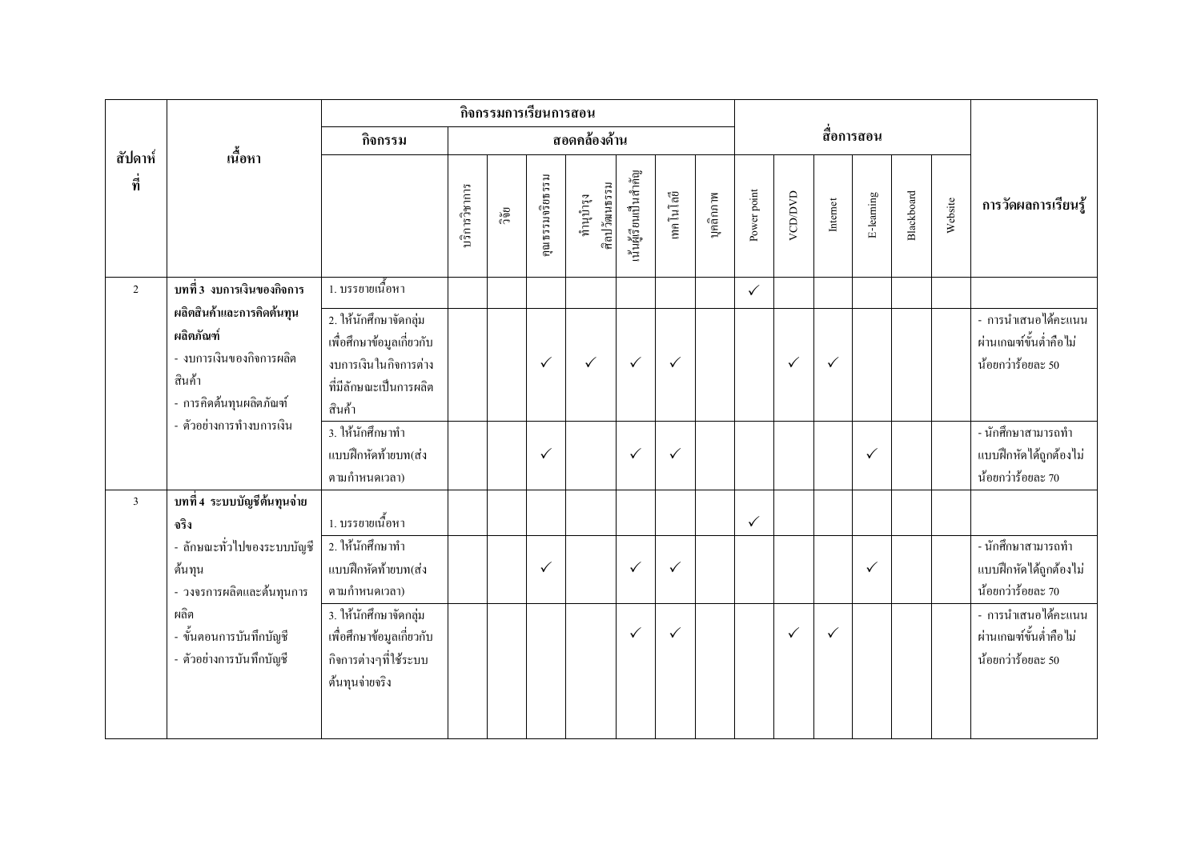| สัปดาห์ที่ | เนื้อหา | กิจกรรมการเรียนการสอน | | | | | | | | สื่อการสอน | | | | | | การวัดผลการเรียนรู้ |
|---|---|---|---|---|---|---|---|---|---|---|---|---|---|---|---|---|
| | | กิจกรรม | สอดคล้องด้าน | | | | | | | | | | | | | |
| | | | บริการวิชาการ | วิจัย | คุณธรรมจริยธรรม | ทำนุบำรุงศิลปวัฒนธรรม | เน้นผู้เรียนเป็นสำคัญ | เทคโนโลยี | บุคลิกภาพ | Power point | VCD/DVD | Internet | E-learning | Blackboard | Website | |
| 2 | **บทที่ 3 งบการเงินของกิจการผลิตสินค้าและการคิดต้นทุนผลิตภัณฑ์**<br>- งบการเงินของกิจการผลิตสินค้า<br>- การคิดต้นทุนผลิตภัณฑ์<br>- ตัวอย่างการทำงบการเงิน | 1. บรรยายเนื้อหา | | | | | | | | ✓ | | | | | | |
| | | 2. ให้นักศึกษาจัดกลุ่มเพื่อศึกษาข้อมูลเกี่ยวกับงบการเงินในกิจการต่างที่มีลักษณะเป็นการผลิตสินค้า | | | ✓ | ✓ | ✓ | ✓ | | | ✓ | ✓ | | | | - การนำเสนอได้คะแนนผ่านเกณฑ์ขั้นต่ำคือไม่น้อยกว่าร้อยละ 50 |
| | | 3. ให้นักศึกษาทำแบบฝึกหัดท้ายบท(ส่งตามกำหนดเวลา) | | | ✓ | | ✓ | ✓ | | | | | ✓ | | | - นักศึกษาสามารถทำแบบฝึกหัดได้ถูกต้องไม่น้อยกว่าร้อยละ 70 |
| 3 | **บทที่ 4 ระบบบัญชีต้นทุนจ่ายจริง**<br>- ลักษณะทั่วไปของระบบบัญชีต้นทุน<br>- วงจรการผลิตและต้นทุนการผลิต<br>- ขั้นตอนการบันทึกบัญชี<br>- ตัวอย่างการบันทึกบัญชี | 1. บรรยายเนื้อหา | | | | | | | | ✓ | | | | | | |
| | | 2. ให้นักศึกษาทำแบบฝึกหัดท้ายบท(ส่งตามกำหนดเวลา) | | | ✓ | | ✓ | ✓ | | | | | ✓ | | | - นักศึกษาสามารถทำแบบฝึกหัดได้ถูกต้องไม่น้อยกว่าร้อยละ 70 |
| | | 3. ให้นักศึกษาจัดกลุ่มเพื่อศึกษาข้อมูลเกี่ยวกับกิจการต่างๆที่ใช้ระบบต้นทุนจ่ายจริง | | | | | ✓ | ✓ | | | ✓ | ✓ | | | | - การนำเสนอได้คะแนนผ่านเกณฑ์ขั้นต่ำคือไม่น้อยกว่าร้อยละ 50 |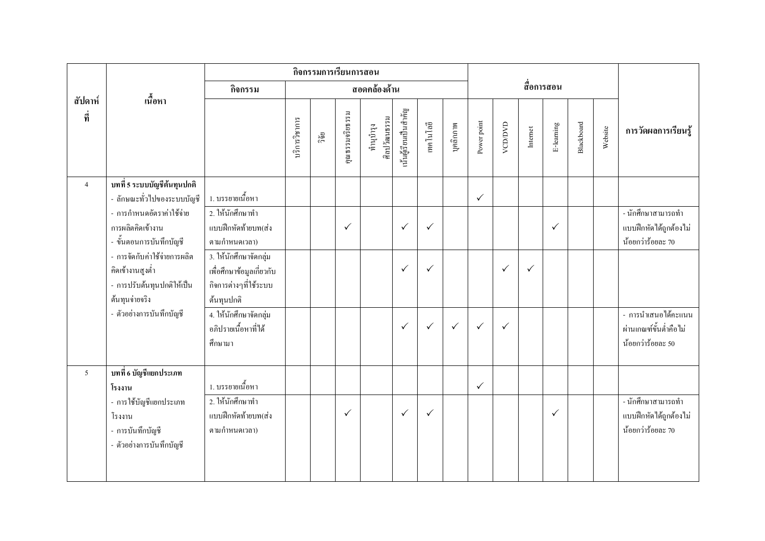| สัปดาห์ที่ | เนื้อหา | กิจกรรมการเรียนการสอน | | | | | | | | สื่อการสอน | | | | | | การวัดผลการเรียนรู้ |
|---|---|---|---|---|---|---|---|---|---|---|---|---|---|---|---|---|
| | | กิจกรรม | สอดคล้องด้าน | | | | | | | | | | | | | |
| | | | บริการวิชาการ | วิจัย | คุณธรรมจริยธรรม | ทำนุบำรุงศิลปวัฒนธรรม | เน้นผู้เรียนเป็นสำคัญ | เทคโนโลยี | บุคลิกภาพ | Power point | VCD/DVD | Internet | E-learning | Blackboard | Website | |
| 4 | **บทที่ 5 ระบบบัญชีต้นทุนปกติ**<br>- ลักษณะทั่วไปของระบบบัญชี | 1. บรรยายเนื้อหา | | | | | | | | ✓ | | | | | | |
| | - การกำหนดอัตราค่าใช้จ่ายการผลิตคิดเข้างาน<br>- ขั้นตอนการบันทึกบัญชี | 2. ให้นักศึกษาทำแบบฝึกหัดท้ายบท(ส่งตามกำหนดเวลา) | | | ✓ | | ✓ | ✓ | | | | | ✓ | | | - นักศึกษาสามารถทำแบบฝึกหัดได้ถูกต้องไม่น้อยกว่าร้อยละ 70 |
| | - การจัดกับค่าใช้จ่ายการผลิตคิดเข้างานสูงต่ำ<br>- การปรับต้นทุนปกติให้เป็นต้นทุนจ่ายจริง | 3. ให้นักศึกษาจัดกลุ่มเพื่อศึกษาข้อมูลเกี่ยวกับกิจการต่างๆที่ใช้ระบบต้นทุนปกติ | | | | | ✓ | ✓ | | | ✓ | ✓ | | | | |
| | - ตัวอย่างการบันทึกบัญชี | 4. ให้นักศึกษาจัดกลุ่มอภิปรายเนื้อหาที่ได้ศึกษามา | | | | | ✓ | ✓ | ✓ | ✓ | ✓ | | | | | - การนำเสนอได้คะแนนผ่านเกณฑ์ขั้นต่ำคือไม่น้อยกว่าร้อยละ 50 |
| 5 | **บทที่ 6 บัญชีแยกประเภทโรงงาน** | 1. บรรยายเนื้อหา | | | | | | | | ✓ | | | | | | |
| | - การใช้บัญชีแยกประเภทโรงงาน<br>- การบันทึกบัญชี<br>- ตัวอย่างการบันทึกบัญชี | 2. ให้นักศึกษาทำแบบฝึกหัดท้ายบท(ส่งตามกำหนดเวลา) | | | ✓ | | ✓ | ✓ | | | | | ✓ | | | - นักศึกษาสามารถทำแบบฝึกหัดได้ถูกต้องไม่น้อยกว่าร้อยละ 70 |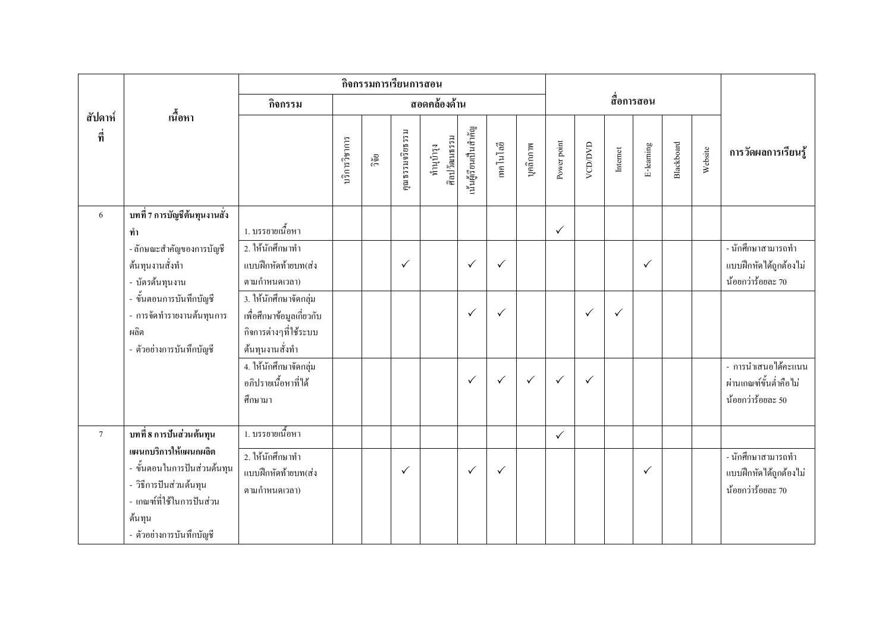| สัปดาห์ที่ | เนื้อหา | กิจกรรมการเรียนการสอน | | | | | | | | | สื่อการสอน | | | | | | การวัดผลการเรียนรู้ |
|---|---|---|---|---|---|---|---|---|---|---|---|---|---|---|---|---|---|
| | | กิจกรรม | สอดคล้องด้าน | | | | | | | | | | | | | | |
| | | | บริการวิชาการ | วิจัย | คุณธรรมจริยธรรม | ทำนุบำรุงศิลปวัฒนธรรม | เน้นผู้เรียนเป็นสำคัญ | เทคโนโลยี | บุคลิกภาพ | Power point | VCD/DVD | Internet | E-learning | Blackboard | Website | |
| 6 | **บทที่ 7 การบัญชีต้นทุนงานสั่งทำ** | 1. บรรยายเนื้อหา | | | | | | | | ✓ | | | | | | |
| | - ลักษณะสำคัญของการบัญชีต้นทุนงานสั่งทำ<br>- บัตรต้นทุนงาน | 2. ให้นักศึกษาทำแบบฝึกหัดท้ายบท(ส่งตามกำหนดเวลา) | | | ✓ | | ✓ | ✓ | | | | | ✓ | | | - นักศึกษาสามารถทำแบบฝึกหัดได้ถูกต้องไม่น้อยกว่าร้อยละ 70 |
| | - ขั้นตอนการบันทึกบัญชี<br>- การจัดทำรายงานต้นทุนการผลิต<br>- ตัวอย่างการบันทึกบัญชี | 3. ให้นักศึกษาจัดกลุ่มเพื่อศึกษาข้อมูลเกี่ยวกับกิจการต่างๆที่ใช้ระบบต้นทุนงานสั่งทำ | | | | | ✓ | ✓ | | | ✓ | ✓ | | | | |
| | | 4. ให้นักศึกษาจัดกลุ่มอภิปรายเนื้อหาที่ได้ศึกษามา | | | | | ✓ | ✓ | ✓ | ✓ | ✓ | | | | | - การนำเสนอได้คะแนนผ่านเกณฑ์ขั้นต่ำคือไม่น้อยกว่าร้อยละ 50 |
| 7 | **บทที่ 8 การปันส่วนต้นทุนแผนกบริการให้แผนกผลิต** | 1. บรรยายเนื้อหา | | | | | | | | ✓ | | | | | | |
| | - ขั้นตอนในการปันส่วนต้นทุน<br>- วิธีการปันส่วนต้นทุน<br>- เกณฑ์ที่ใช้ในการปันส่วนต้นทุน<br>- ตัวอย่างการบันทึกบัญชี | 2. ให้นักศึกษาทำแบบฝึกหัดท้ายบท(ส่งตามกำหนดเวลา) | | | ✓ | | ✓ | ✓ | | | | | ✓ | | | - นักศึกษาสามารถทำแบบฝึกหัดได้ถูกต้องไม่น้อยกว่าร้อยละ 70 |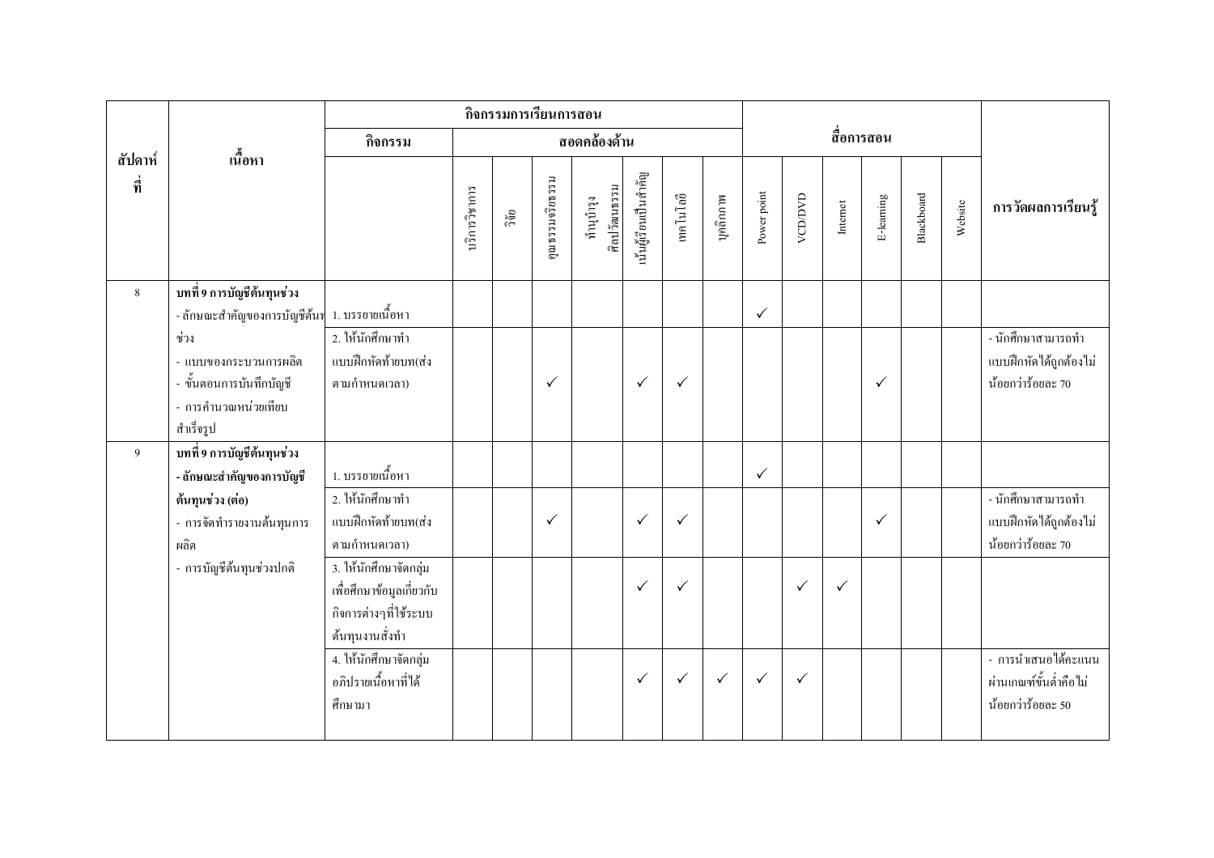| สัปดาห์ที่ | เนื้อหา | กิจกรรมการเรียนการสอน | | | | | | | | สื่อการสอน | | | | | | การวัดผลการเรียนรู้ |
|---|---|---|---|---|---|---|---|---|---|---|---|---|---|---|---|---|
| | | กิจกรรม | สอดคล้องด้าน | | | | | | | | | | | | | |
| | | | บริการวิชาการ | วิจัย | คุณธรรมจริยธรรม | ทำนุบำรุงศิลปวัฒนธรรม | เน้นผู้เรียนเป็นสำคัญ | เทคโนโลยี | บุคลิกภาพ | Power point | VCD/DVD | Internet | E-learning | Blackboard | Website | |
| 8 | **บทที่ 9 การบัญชีต้นทุนช่วง**<br>- ลักษณะสำคัญของการบัญชีต้นทุนช่วง<br>- แบบของกระบวนการผลิต<br>- ขั้นตอนการบันทึกบัญชี<br>- การคำนวณหน่วยเทียบสำเร็จรูป | 1. บรรยายเนื้อหา | | | | | | | | ✓ | | | | | | |
| | | 2. ให้นักศึกษาทำแบบฝึกหัดท้ายบท(ส่งตามกำหนดเวลา) | | | ✓ | | ✓ | ✓ | | | | | ✓ | | | - นักศึกษาสามารถทำแบบฝึกหัดได้ถูกต้องไม่น้อยกว่าร้อยละ 70 |
| 9 | **บทที่ 9 การบัญชีต้นทุนช่วง**<br>**- ลักษณะสำคัญของการบัญชีต้นทุนช่วง (ต่อ)**<br>- การจัดทำรายงานต้นทุนการผลิต<br>- การบัญชีต้นทุนช่วงปกติ | 1. บรรยายเนื้อหา | | | | | | | | ✓ | | | | | | |
| | | 2. ให้นักศึกษาทำแบบฝึกหัดท้ายบท(ส่งตามกำหนดเวลา) | | | ✓ | | ✓ | ✓ | | | | | ✓ | | | - นักศึกษาสามารถทำแบบฝึกหัดได้ถูกต้องไม่น้อยกว่าร้อยละ 70 |
| | | 3. ให้นักศึกษาจัดกลุ่มเพื่อศึกษาข้อมูลเกี่ยวกับกิจการต่างๆที่ใช้ระบบต้นทุนงานสั่งทำ | | | | | ✓ | ✓ | | | ✓ | ✓ | | | | |
| | | 4. ให้นักศึกษาจัดกลุ่มอภิปรายเนื้อหาที่ได้ศึกษามา | | | | | ✓ | ✓ | ✓ | ✓ | ✓ | | | | | - การนำเสนอได้คะแนนผ่านเกณฑ์ขั้นต่ำคือไม่น้อยกว่าร้อยละ 50 |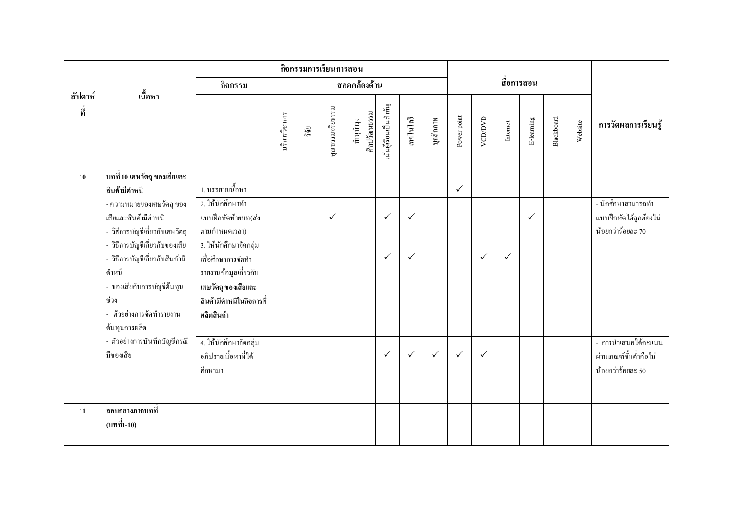| สัปดาห์ที่ | เนื้อหา | กิจกรรมการเรียนการสอน | | | | | | | | สื่อการสอน | | | | | | การวัดผลการเรียนรู้ |
|---|---|---|---|---|---|---|---|---|---|---|---|---|---|---|---|---|
| | | กิจกรรม | สอดคล้องด้าน | | | | | | | | | | | | | |
| | | | บริการวิชาการ | วิจัย | คุณธรรมจริยธรรม | ทำนุบำรุงศิลปวัฒนธรรม | เน้นผู้เรียนเป็นสำคัญ | เทคโนโลยี | บุคลิกภาพ | Power point | VCD/DVD | Internet | E-learning | Blackboard | Website | |
| **10** | **บทที่ 10 เศษวัตถุ ของเสียและสินค้ามีตำหนิ**<br>- ความหมายของเศษวัตถุ ของเสียและสินค้ามีตำหนิ<br>- วิธีการบัญชีเกี่ยวกับเศษวัตถุ<br>- วิธีการบัญชีเกี่ยวกับของเสีย<br>- วิธีการบัญชีเกี่ยวกับสินค้ามีตำหนิ<br>- ของเสียกับการบัญชีต้นทุนช่วง<br>- ตัวอย่างการจัดทำรายงานต้นทุนการผลิต<br>- ตัวอย่างการบันทึกบัญชีกรณีมีของเสีย | 1. บรรยายเนื้อหา | | | | | | | | ✓ | | | | | | |
| | | 2. ให้นักศึกษาทำแบบฝึกหัดท้ายบท(ส่งตามกำหนดเวลา) | | | ✓ | | ✓ | ✓ | | | | | ✓ | | | - นักศึกษาสามารถทำแบบฝึกหัดได้ถูกต้องไม่น้อยกว่าร้อยละ 70 |
| | | 3. ให้นักศึกษาจัดกลุ่มเพื่อศึกษาการจัดทำรายงานข้อมูลเกี่ยวกับ **เศษวัตถุ ของเสียและสินค้ามีตำหนิในกิจการที่ผลิตสินค้า** | | | | | ✓ | ✓ | | | ✓ | ✓ | | | | |
| | | 4. ให้นักศึกษาจัดกลุ่มอภิปรายเนื้อหาที่ได้ศึกษามา | | | | | ✓ | ✓ | ✓ | ✓ | ✓ | | | | | - การนำเสนอได้คะแนนผ่านเกณฑ์ขั้นต่ำคือไม่น้อยกว่าร้อยละ 50 |
| **11** | **สอบกลางภาคบทที่ (บทที่1-10)** | | | | | | | | | | | | | | | |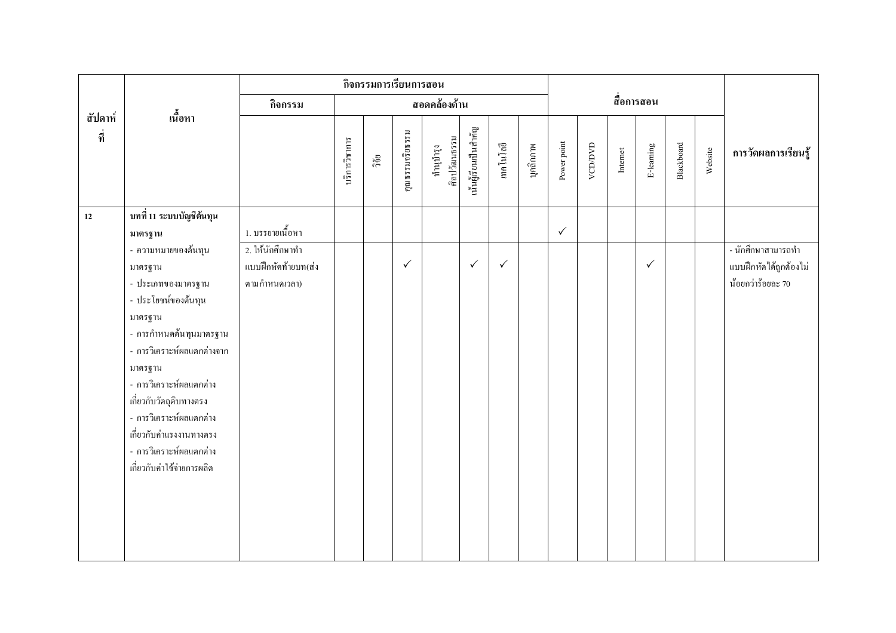| สัปดาห์ที่ | เนื้อหา | กิจกรรมการเรียนการสอน | | | | | | | | | สื่อการสอน | | | | | | การวัดผลการเรียนรู้ |
|---|---|---|---|---|---|---|---|---|---|---|---|---|---|---|---|---|---|
| | | กิจกรรม | สอดคล้องด้าน | | | | | | | | | | | | | | |
| | | | บริการวิชาการ | วิจัย | คุณธรรมจริยธรรม | ทำนุบำรุงศิลปวัฒนธรรม | เน้นผู้เรียนเป็นสำคัญ | เทคโนโลยี | บุคลิกภาพ | Power point | VCD/DVD | Internet | E-learning | Blackboard | Website | |
| 12 | **บทที่ 11 ระบบบัญชีต้นทุนมาตรฐาน** | 1. บรรยายเนื้อหา | | | | | | | | ✓ | | | | | | |
| | - ความหมายของต้นทุนมาตรฐาน<br>- ประเภทของมาตรฐาน<br>- ประโยชน์ของต้นทุนมาตรฐาน<br>- การกำหนดต้นทุนมาตรฐาน<br>- การวิเคราะห์ผลแตกต่างจากมาตรฐาน<br>- การวิเคราะห์ผลแตกต่างเกี่ยวกับวัตถุดิบทางตรง<br>- การวิเคราะห์ผลแตกต่างเกี่ยวกับค่าแรงงานทางตรง<br>- การวิเคราะห์ผลแตกต่างเกี่ยวกับค่าใช้จ่ายการผลิต | 2. ให้นักศึกษาทำแบบฝึกหัดท้ายบท(ส่งตามกำหนดเวลา) | | | ✓ | | ✓ | ✓ | | | | | ✓ | | | - นักศึกษาสามารถทำแบบฝึกหัดได้ถูกต้องไม่น้อยกว่าร้อยละ 70 |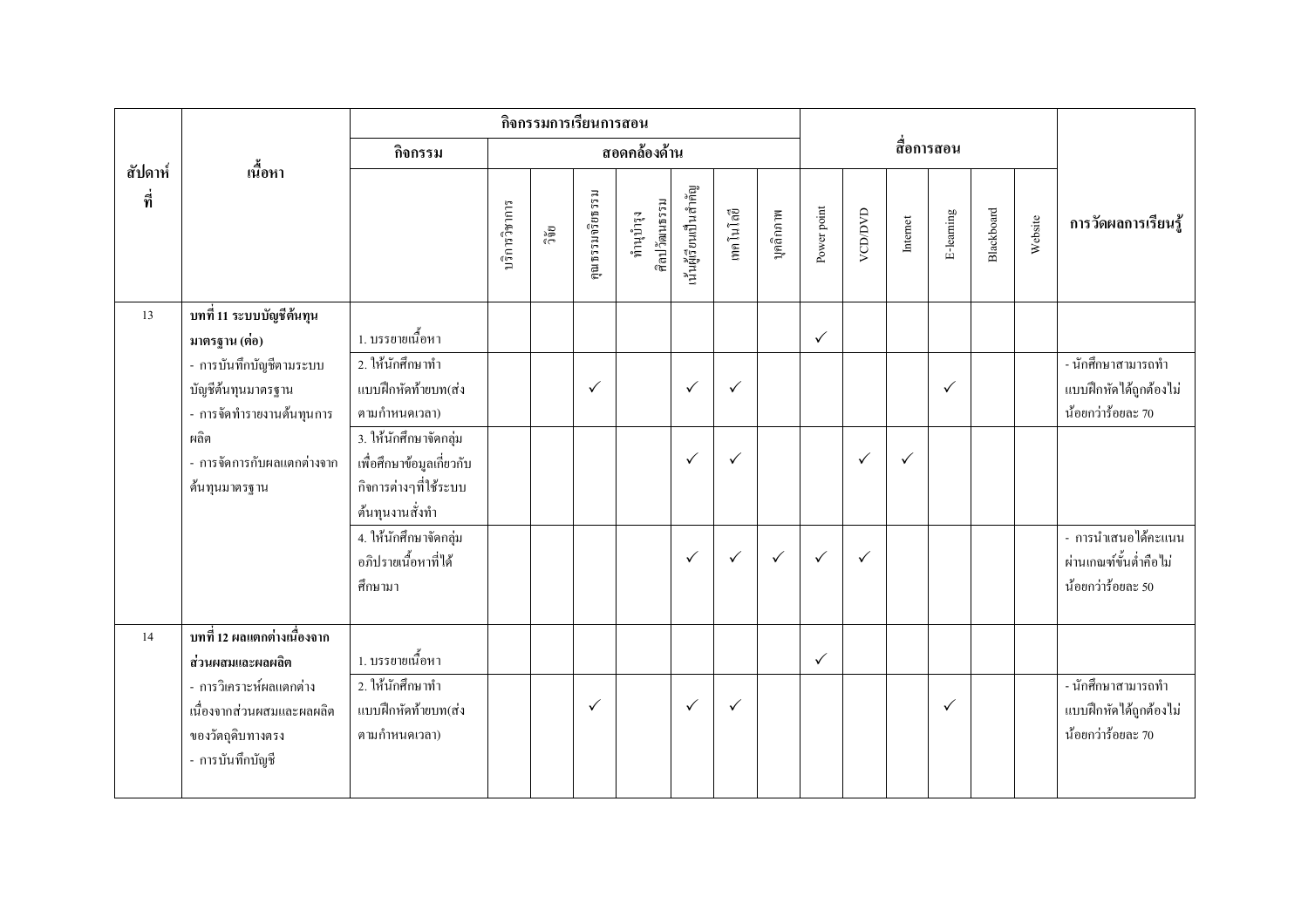| สัปดาห์ที่ | เนื้อหา | กิจกรรมการเรียนการสอน | | | | | | | | สื่อการสอน | | | | | | การวัดผลการเรียนรู้ |
|---|---|---|---|---|---|---|---|---|---|---|---|---|---|---|---|---|
| | | กิจกรรม | สอดคล้องด้าน | | | | | | | | | | | | | |
| | | | บริการวิชาการ | วิจัย | คุณธรรมจริยธรรม | ทำนุบำรุงศิลปวัฒนธรรม | เน้นผู้เรียนเป็นสำคัญ | เทคโนโลยี | บุคลิกภาพ | Power point | VCD/DVD | Internet | E-learning | Blackboard | Website | |
| 13 | **บทที่ 11 ระบบบัญชีต้นทุนมาตรฐาน (ต่อ)**<br>- การบันทึกบัญชีตามระบบบัญชีต้นทุนมาตรฐาน<br>- การจัดทำรายงานต้นทุนการผลิต<br>- การจัดการกับผลแตกต่างจากต้นทุนมาตรฐาน | 1. บรรยายเนื้อหา | | | | | | | | ✓ | | | | | | |
| | | 2. ให้นักศึกษาทำแบบฝึกหัดท้ายบท(ส่งตามกำหนดเวลา) | | | ✓ | | ✓ | ✓ | | | | | ✓ | | | - นักศึกษาสามารถทำแบบฝึกหัดได้ถูกต้องไม่น้อยกว่าร้อยละ 70 |
| | | 3. ให้นักศึกษาจัดกลุ่มเพื่อศึกษาข้อมูลเกี่ยวกับกิจการต่างๆที่ใช้ระบบต้นทุนงานสั่งทำ | | | | | ✓ | ✓ | | | ✓ | ✓ | | | | |
| | | 4. ให้นักศึกษาจัดกลุ่มอภิปรายเนื้อหาที่ได้ศึกษามา | | | | | ✓ | ✓ | ✓ | ✓ | ✓ | | | | | - การนำเสนอได้คะแนนผ่านเกณฑ์ขั้นต่ำคือไม่น้อยกว่าร้อยละ 50 |
| 14 | **บทที่ 12 ผลแตกต่างเนื่องจากส่วนผสมและผลผลิต**<br>- การวิเคราะห์ผลแตกต่างเนื่องจากส่วนผสมและผลผลิตของวัตถุดิบทางตรง<br>- การบันทึกบัญชี | 1. บรรยายเนื้อหา | | | | | | | | ✓ | | | | | | |
| | | 2. ให้นักศึกษาทำแบบฝึกหัดท้ายบท(ส่งตามกำหนดเวลา) | | | ✓ | | ✓ | ✓ | | | | | ✓ | | | - นักศึกษาสามารถทำแบบฝึกหัดได้ถูกต้องไม่น้อยกว่าร้อยละ 70 |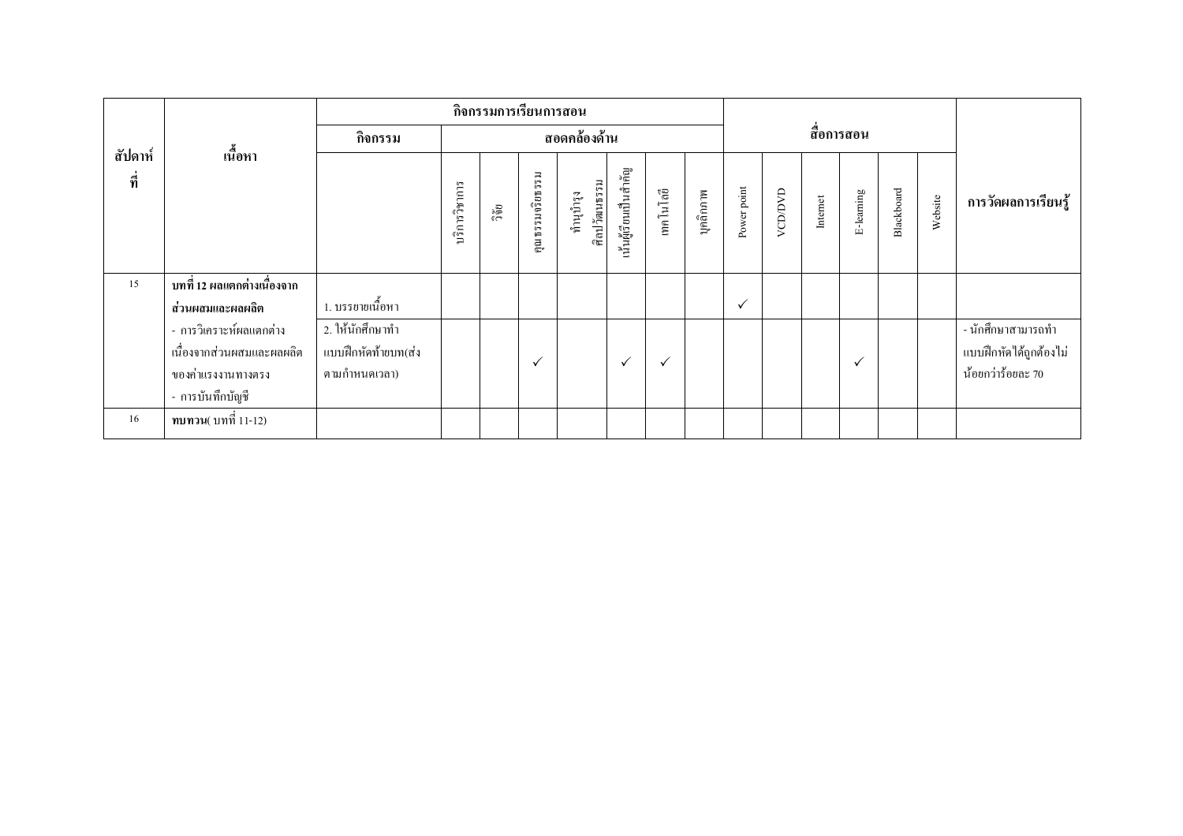| สัปดาห์ที่ | เนื้อหา | กิจกรรมการเรียนการสอน | | | | | | | | สื่อการสอน | | | | | | การวัดผลการเรียนรู้ |
|---|---|---|---|---|---|---|---|---|---|---|---|---|---|---|---|---|
| | | กิจกรรม | สอดคล้องด้าน | | | | | | | | | | | | | |
| | | | บริการวิชาการ | วิจัย | คุณธรรมจริยธรรม | ทำนุบำรุงศิลปวัฒนธรรม | เน้นผู้เรียนเป็นสำคัญ | เทคโนโลยี | บุคลิกภาพ | Power point | VCD/DVD | Internet | E-learning | Blackboard | Website | |
| 15 | **บทที่ 12 ผลแตกต่างเนื่องจากส่วนผสมและผลผลิต** | 1. บรรยายเนื้อหา | | | | | | | | ✓ | | | | | | |
| | - การวิเคราะห์ผลแตกต่างเนื่องจากส่วนผสมและผลผลิตของค่าแรงงานทางตรง<br>- การบันทึกบัญชี | 2. ให้นักศึกษาทำแบบฝึกหัดท้ายบท(ส่งตามกำหนดเวลา) | | | ✓ | | ✓ | ✓ | | | | | ✓ | | | - นักศึกษาสามารถทำแบบฝึกหัดได้ถูกต้องไม่น้อยกว่าร้อยละ 70 |
| 16 | **ทบทวน**( บทที่ 11-12) | | | | | | | | | | | | | | | |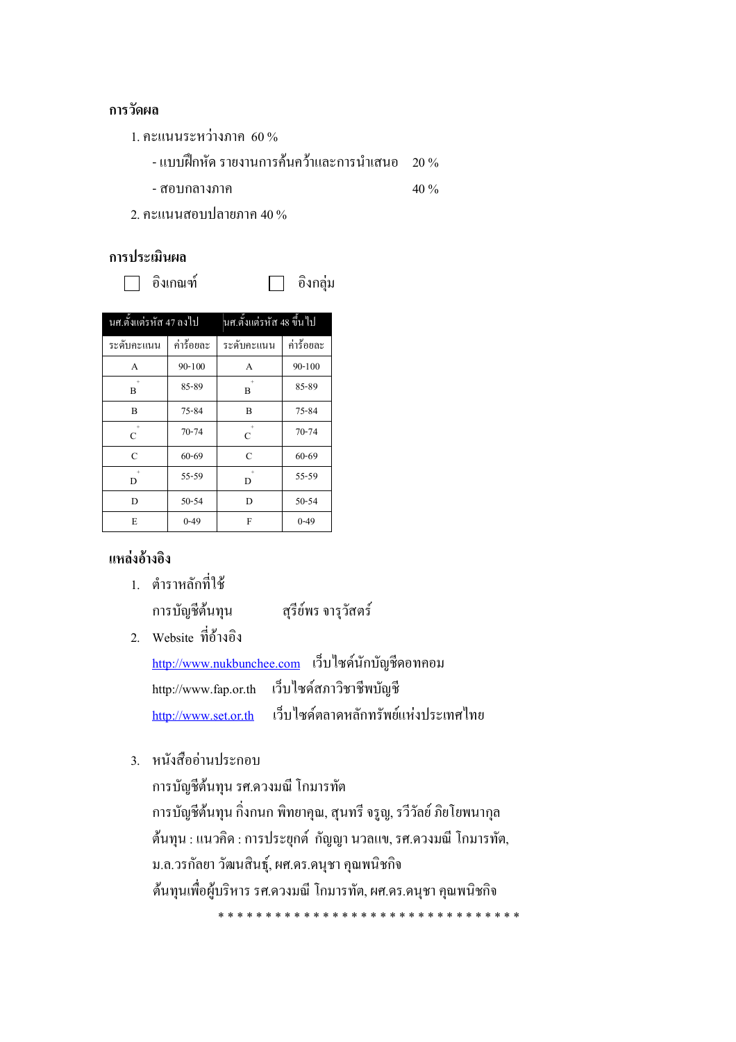**การวัดผล**

1. คะแนนระหว่างภาค 60 %
   - แบบฝึกหัด รายงานการค้นคว้าและการนำเสนอ 20 %
   - สอบกลางภาค 40 %
2. คะแนนสอบปลายภาค 40 %

**การประเมินผล**

☐ อิงเกณฑ์ ☐ อิงกลุ่ม

| นศ.ตั้งแต่รหัส 47 ลงไป | | นศ.ตั้งแต่รหัส 48 ขึ้นไป | |
|---|---|---|---|
| ระดับคะแนน | ค่าร้อยละ | ระดับคะแนน | ค่าร้อยละ |
| A | 90-100 | A | 90-100 |
| B+ | 85-89 | B+ | 85-89 |
| B | 75-84 | B | 75-84 |
| C+ | 70-74 | C+ | 70-74 |
| C | 60-69 | C | 60-69 |
| D+ | 55-59 | D+ | 55-59 |
| D | 50-54 | D | 50-54 |
| E | 0-49 | F | 0-49 |

**แหล่งอ้างอิง**

1. ตำราหลักที่ใช้
   การบัญชีต้นทุน สุรีย์พร จารุวัสตร์
2. Website ที่อ้างอิง
   http://www.nukbunchee.com เว็บไซต์นักบัญชีดอทคอม
   http://www.fap.or.th เว็บไซต์สภาวิชาชีพบัญชี
   http://www.set.or.th เว็บไซต์ตลาดหลักทรัพย์แห่งประเทศไทย

3. หนังสืออ่านประกอบ
   การบัญชีต้นทุน รศ.ดวงมณี โกมารทัต
   การบัญชีต้นทุน กิ่งกนก พิทยาคุณ, สุนทรี จรูญ, รวีวัลย์ ภิยโยพนากุล
   ต้นทุน : แนวคิด : การประยุกต์ กัญญา นวลแข, รศ.ดวงมณี โกมารทัต,
   ม.ล.วรกัลยา วัฒนสินธุ์, ผศ.ดร.ดนุชา คุณพนิชกิจ
   ต้นทุนเพื่อผู้บริหาร รศ.ดวงมณี โกมารทัต, ผศ.ดร.ดนุชา คุณพนิชกิจ

\* \* \* \* \* \* \* \* \* \* \* \* \* \* \* \* \* \* \* \* \* \* \* \* \* \* \* \* \* \* \* \*